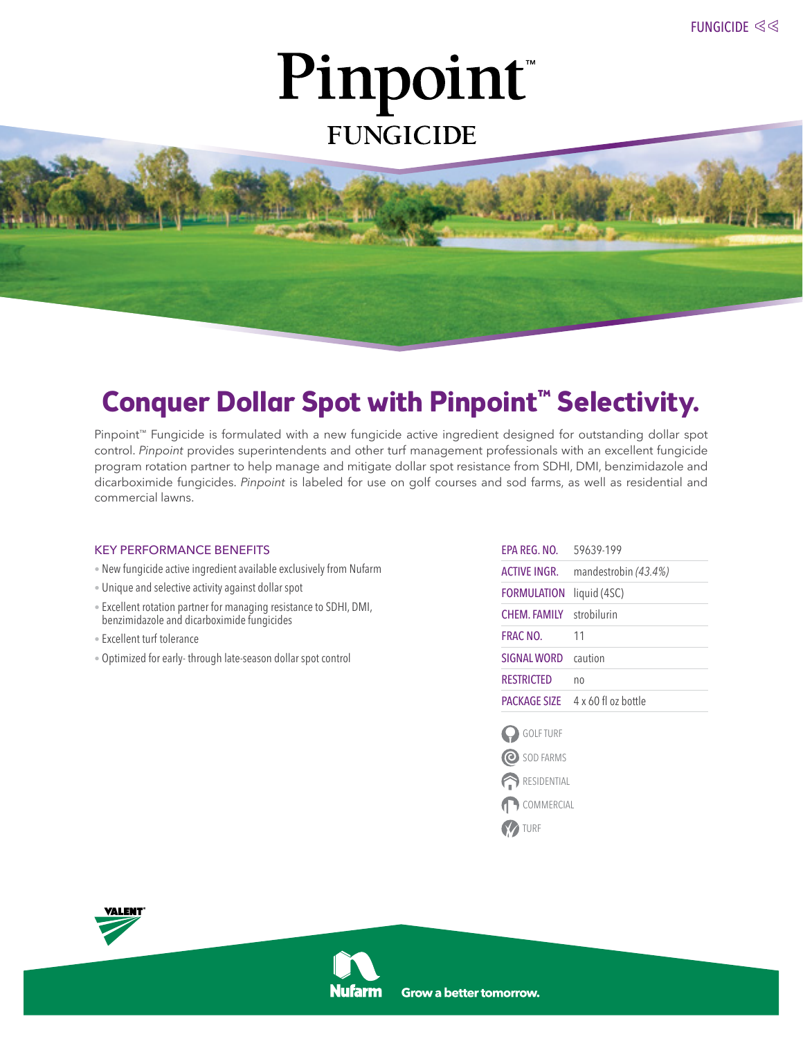FUNGICIDE

# Pinpoint™

## FUNGICIDE

## Conquer Dollar Spot with Pinpoint™ Selectivity.

Pinpoint™ Fungicide is formulated with a new fungicide active ingredient designed for outstanding dollar spot control. *Pinpoint* provides superintendents and other turf management professionals with an excellent fungicide program rotation partner to help manage and mitigate dollar spot resistance from SDHI, DMI, benzimidazole and dicarboximide fungicides. *Pinpoint* is labeled for use on golf courses and sod farms, as well as residential and commercial lawns.

### KEY PERFORMANCE BENEFITS

- New fungicide active ingredient available exclusively from Nufarm
- Unique and selective activity against dollar spot
- Excellent rotation partner for managing resistance to SDHI, DMI, benzimidazole and dicarboximide fungicides
- Excellent turf tolerance
- Optimized for early- through late-season dollar spot control

| | |
|---|---|
| EPA REG. NO. | 59639-199 |
| ACTIVE INGR. | mandestrobin *(43.4%)* |
| FORMULATION | liquid (4SC) |
| CHEM. FAMILY | strobilurin |
| FRAC NO. | 11 |
| SIGNAL WORD | caution |
| RESTRICTED | no |
| PACKAGE SIZE | 4 x 60 fl oz bottle |

- GOLF TURF
- SOD FARMS
- RESIDENTIAL
- COMMERCIAL
- TURF

VALENT

Nufarm — Grow a better tomorrow.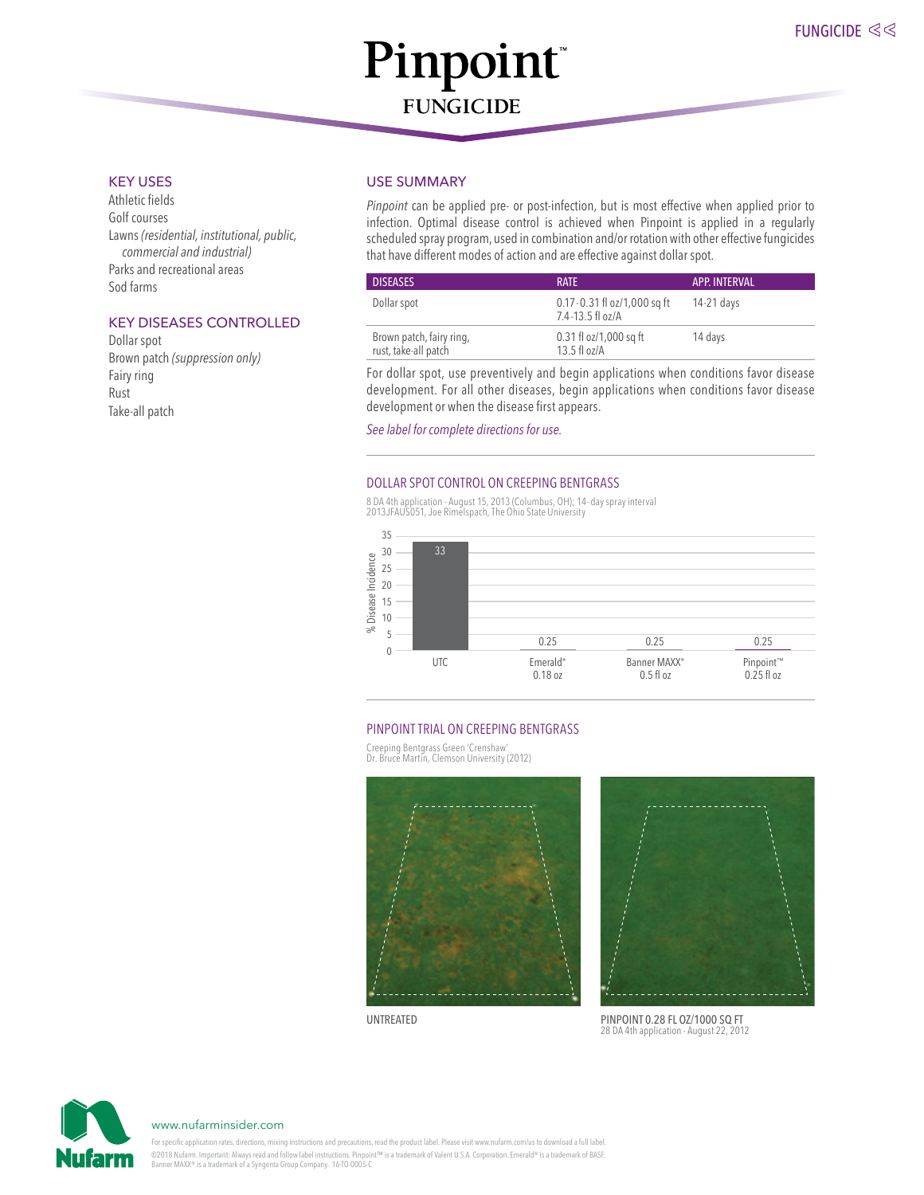# Pinpoint™

## FUNGICIDE

FUNGICIDE

### KEY USES

Athletic fields
Golf courses
Lawns *(residential, institutional, public, commercial and industrial)*
Parks and recreational areas
Sod farms

### KEY DISEASES CONTROLLED

Dollar spot
Brown patch *(suppression only)*
Fairy ring
Rust
Take-all patch

### USE SUMMARY

*Pinpoint* can be applied pre- or post-infection, but is most effective when applied prior to infection. Optimal disease control is achieved when Pinpoint is applied in a regularly scheduled spray program, used in combination and/or rotation with other effective fungicides that have different modes of action and are effective against dollar spot.

| DISEASES | RATE | APP. INTERVAL |
|---|---|---|
| Dollar spot | 0.17-0.31 fl oz/1,000 sq ft<br>7.4-13.5 fl oz/A | 14-21 days |
| Brown patch, fairy ring, rust, take-all patch | 0.31 fl oz/1,000 sq ft<br>13.5 fl oz/A | 14 days |

For dollar spot, use preventively and begin applications when conditions favor disease development. For all other diseases, begin applications when conditions favor disease development or when the disease first appears.

*See label for complete directions for use.*

### DOLLAR SPOT CONTROL ON CREEPING BENTGRASS

8 DA 4th application - August 15, 2013 (Columbus, OH); 14-day spray interval
2013JFAUS051, Joe Rimelspach, The Ohio State University

% Disease Incidence
35
30
25
20
15
10
5
0
33
0.25
0.25
0.25
UTC
Emerald® 0.18 oz
Banner MAXX® 0.5 fl oz
Pinpoint™ 0.25 fl oz

### PINPOINT TRIAL ON CREEPING BENTGRASS

Creeping Bentgrass Green 'Crenshaw'
Dr. Bruce Martin, Clemson University (2012)

UNTREATED

PINPOINT 0.28 FL OZ/1000 SQ FT
28 DA 4th application - August 22, 2012

Nufarm

www.nufarminsider.com

For specific application rates, directions, mixing instructions and precautions, read the product label. Please visit www.nufarm.com/us to download a full label.
©2018 Nufarm. Important: Always read and follow label instructions. Pinpoint™ is a trademark of Valent U.S.A. Corporation. Emerald® is a trademark of BASF. Banner MAXX® is a trademark of a Syngenta Group Company. 16-TO-0005-C